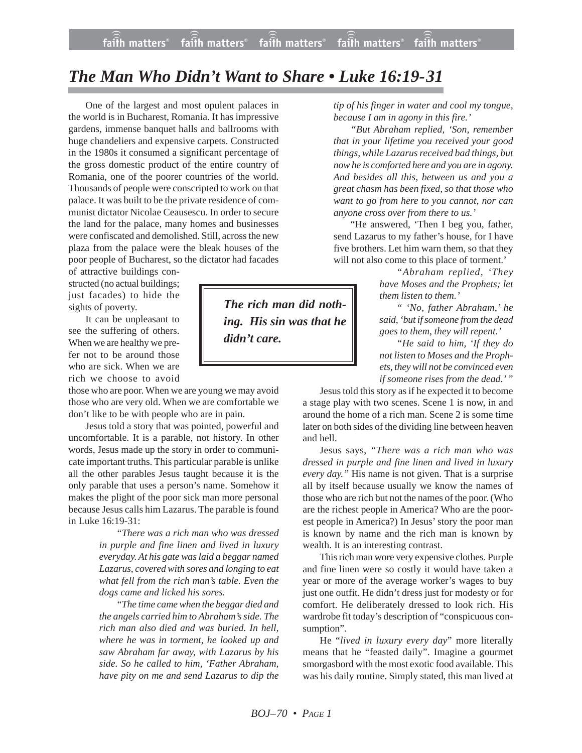# *The Man Who Didn't Want to Share • Luke 16:19-31*

One of the largest and most opulent palaces in the world is in Bucharest, Romania. It has impressive gardens, immense banquet halls and ballrooms with huge chandeliers and expensive carpets. Constructed in the 1980s it consumed a significant percentage of the gross domestic product of the entire country of Romania, one of the poorer countries of the world. Thousands of people were conscripted to work on that palace. It was built to be the private residence of communist dictator Nicolae Ceausescu. In order to secure the land for the palace, many homes and businesses were confiscated and demolished. Still, across the new plaza from the palace were the bleak houses of the poor people of Bucharest, so the dictator had facades of attractive buildings constructed (no actual buildings; just facades) to hide the sights of poverty.

It can be unpleasant to see the suffering of others. When we are healthy we prefer not to be around those who are sick. When we are rich we choose to avoid those who are poor. When we are young we may avoid those who are very old. When we are comfortable we don't like to be with people who are in pain.

> ***The rich man did nothing. His sin was that he didn't care.***

Jesus told a story that was pointed, powerful and uncomfortable. It is a parable, not history. In other words, Jesus made up the story in order to communicate important truths. This particular parable is unlike all the other parables Jesus taught because it is the only parable that uses a person's name. Somehow it makes the plight of the poor sick man more personal because Jesus calls him Lazarus. The parable is found in Luke 16:19-31:

> *"There was a rich man who was dressed in purple and fine linen and lived in luxury everyday. At his gate was laid a beggar named Lazarus, covered with sores and longing to eat what fell from the rich man's table. Even the dogs came and licked his sores.*
>
> *"The time came when the beggar died and the angels carried him to Abraham's side. The rich man also died and was buried. In hell, where he was in torment, he looked up and saw Abraham far away, with Lazarus by his side. So he called to him, 'Father Abraham, have pity on me and send Lazarus to dip the tip of his finger in water and cool my tongue, because I am in agony in this fire.'*
>
> *"But Abraham replied, 'Son, remember that in your lifetime you received your good things, while Lazarus received bad things, but now he is comforted here and you are in agony. And besides all this, between us and you a great chasm has been fixed, so that those who want to go from here to you cannot, nor can anyone cross over from there to us.'*
>
> "He answered, 'Then I beg you, father, send Lazarus to my father's house, for I have five brothers. Let him warn them, so that they will not also come to this place of torment.'
>
> *"Abraham replied, 'They have Moses and the Prophets; let them listen to them.'*
>
> *" 'No, father Abraham,' he said, 'but if someone from the dead goes to them, they will repent.'*
>
> *"He said to him, 'If they do not listen to Moses and the Prophets, they will not be convinced even if someone rises from the dead.' "*

Jesus told this story as if he expected it to become a stage play with two scenes. Scene 1 is now, in and around the home of a rich man. Scene 2 is some time later on both sides of the dividing line between heaven and hell.

Jesus says, *"There was a rich man who was dressed in purple and fine linen and lived in luxury every day."* His name is not given. That is a surprise all by itself because usually we know the names of those who are rich but not the names of the poor. (Who are the richest people in America? Who are the poorest people in America?) In Jesus' story the poor man is known by name and the rich man is known by wealth. It is an interesting contrast.

This rich man wore very expensive clothes. Purple and fine linen were so costly it would have taken a year or more of the average worker's wages to buy just one outfit. He didn't dress just for modesty or for comfort. He deliberately dressed to look rich. His wardrobe fit today's description of "conspicuous consumption".

He "*lived in luxury every day*" more literally means that he "feasted daily". Imagine a gourmet smorgasbord with the most exotic food available. This was his daily routine. Simply stated, this man lived at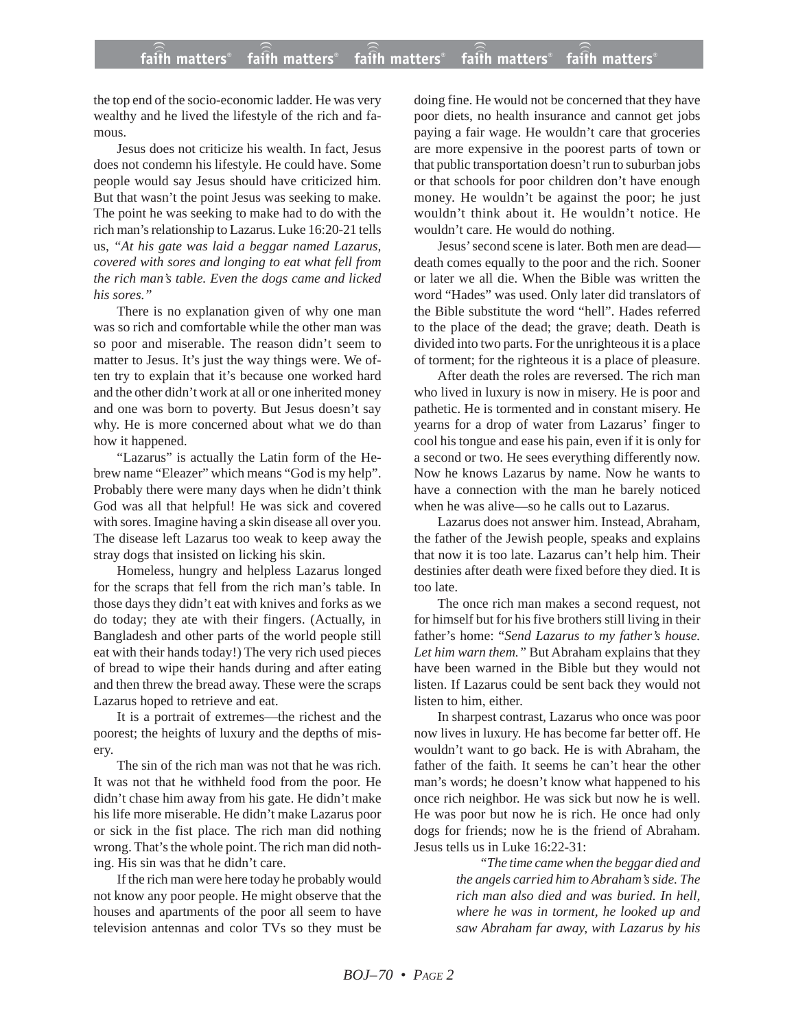the top end of the socio-economic ladder. He was very wealthy and he lived the lifestyle of the rich and famous.

Jesus does not criticize his wealth. In fact, Jesus does not condemn his lifestyle. He could have. Some people would say Jesus should have criticized him. But that wasn't the point Jesus was seeking to make. The point he was seeking to make had to do with the rich man's relationship to Lazarus. Luke 16:20-21 tells us, "*At his gate was laid a beggar named Lazarus, covered with sores and longing to eat what fell from the rich man's table. Even the dogs came and licked his sores.*"

There is no explanation given of why one man was so rich and comfortable while the other man was so poor and miserable. The reason didn't seem to matter to Jesus. It's just the way things were. We often try to explain that it's because one worked hard and the other didn't work at all or one inherited money and one was born to poverty. But Jesus doesn't say why. He is more concerned about what we do than how it happened.

"Lazarus" is actually the Latin form of the Hebrew name "Eleazer" which means "God is my help". Probably there were many days when he didn't think God was all that helpful! He was sick and covered with sores. Imagine having a skin disease all over you. The disease left Lazarus too weak to keep away the stray dogs that insisted on licking his skin.

Homeless, hungry and helpless Lazarus longed for the scraps that fell from the rich man's table. In those days they didn't eat with knives and forks as we do today; they ate with their fingers. (Actually, in Bangladesh and other parts of the world people still eat with their hands today!) The very rich used pieces of bread to wipe their hands during and after eating and then threw the bread away. These were the scraps Lazarus hoped to retrieve and eat.

It is a portrait of extremes—the richest and the poorest; the heights of luxury and the depths of misery.

The sin of the rich man was not that he was rich. It was not that he withheld food from the poor. He didn't chase him away from his gate. He didn't make his life more miserable. He didn't make Lazarus poor or sick in the fist place. The rich man did nothing wrong. That's the whole point. The rich man did nothing. His sin was that he didn't care.

If the rich man were here today he probably would not know any poor people. He might observe that the houses and apartments of the poor all seem to have television antennas and color TVs so they must be doing fine. He would not be concerned that they have poor diets, no health insurance and cannot get jobs paying a fair wage. He wouldn't care that groceries are more expensive in the poorest parts of town or that public transportation doesn't run to suburban jobs or that schools for poor children don't have enough money. He wouldn't be against the poor; he just wouldn't think about it. He wouldn't notice. He wouldn't care. He would do nothing.

Jesus' second scene is later. Both men are dead—death comes equally to the poor and the rich. Sooner or later we all die. When the Bible was written the word "Hades" was used. Only later did translators of the Bible substitute the word "hell". Hades referred to the place of the dead; the grave; death. Death is divided into two parts. For the unrighteous it is a place of torment; for the righteous it is a place of pleasure.

After death the roles are reversed. The rich man who lived in luxury is now in misery. He is poor and pathetic. He is tormented and in constant misery. He yearns for a drop of water from Lazarus' finger to cool his tongue and ease his pain, even if it is only for a second or two. He sees everything differently now. Now he knows Lazarus by name. Now he wants to have a connection with the man he barely noticed when he was alive—so he calls out to Lazarus.

Lazarus does not answer him. Instead, Abraham, the father of the Jewish people, speaks and explains that now it is too late. Lazarus can't help him. Their destinies after death were fixed before they died. It is too late.

The once rich man makes a second request, not for himself but for his five brothers still living in their father's home: "*Send Lazarus to my father's house. Let him warn them.*" But Abraham explains that they have been warned in the Bible but they would not listen. If Lazarus could be sent back they would not listen to him, either.

In sharpest contrast, Lazarus who once was poor now lives in luxury. He has become far better off. He wouldn't want to go back. He is with Abraham, the father of the faith. It seems he can't hear the other man's words; he doesn't know what happened to his once rich neighbor. He was sick but now he is well. He was poor but now he is rich. He once had only dogs for friends; now he is the friend of Abraham. Jesus tells us in Luke 16:22-31:

> "*The time came when the beggar died and the angels carried him to Abraham's side. The rich man also died and was buried. In hell, where he was in torment, he looked up and saw Abraham far away, with Lazarus by his*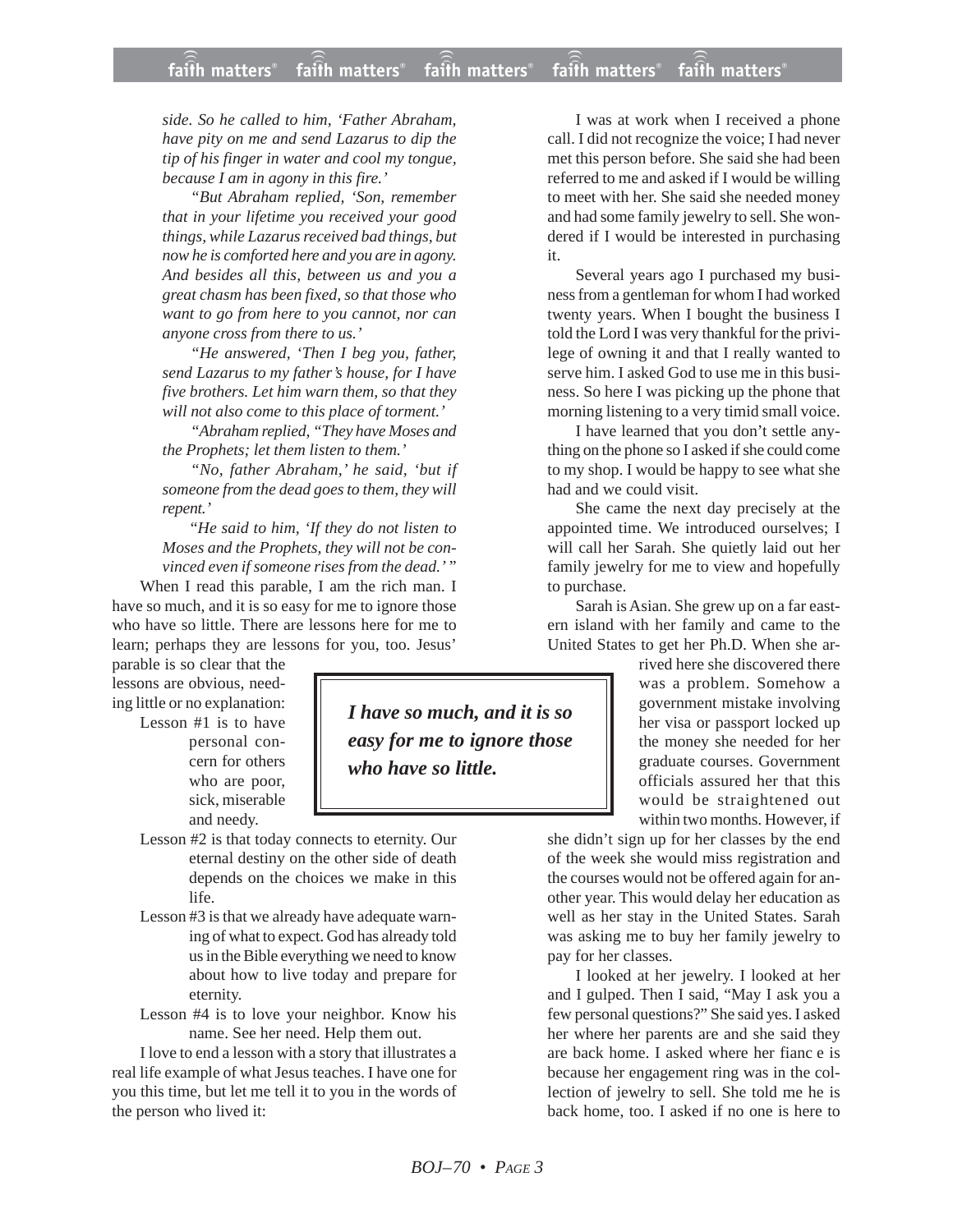*side. So he called to him, 'Father Abraham, have pity on me and send Lazarus to dip the tip of his finger in water and cool my tongue, because I am in agony in this fire.'*

*"But Abraham replied, 'Son, remember that in your lifetime you received your good things, while Lazarus received bad things, but now he is comforted here and you are in agony. And besides all this, between us and you a great chasm has been fixed, so that those who want to go from here to you cannot, nor can anyone cross from there to us.'*

*"He answered, 'Then I beg you, father, send Lazarus to my father's house, for I have five brothers. Let him warn them, so that they will not also come to this place of torment.'*

*"Abraham replied, "They have Moses and the Prophets; let them listen to them.'*

*"No, father Abraham,' he said, 'but if someone from the dead goes to them, they will repent.'*

*"He said to him, 'If they do not listen to Moses and the Prophets, they will not be convinced even if someone rises from the dead.'"*

When I read this parable, I am the rich man. I have so much, and it is so easy for me to ignore those who have so little. There are lessons here for me to learn; perhaps they are lessons for you, too. Jesus' parable is so clear that the lessons are obvious, needing little or no explanation:

> ***I have so much, and it is so easy for me to ignore those who have so little.***

Lesson #1 is to have personal concern for others who are poor, sick, miserable and needy.

Lesson #2 is that today connects to eternity. Our eternal destiny on the other side of death depends on the choices we make in this life.

Lesson #3 is that we already have adequate warning of what to expect. God has already told us in the Bible everything we need to know about how to live today and prepare for eternity.

Lesson #4 is to love your neighbor. Know his name. See her need. Help them out.

I love to end a lesson with a story that illustrates a real life example of what Jesus teaches. I have one for you this time, but let me tell it to you in the words of the person who lived it:

I was at work when I received a phone call. I did not recognize the voice; I had never met this person before. She said she had been referred to me and asked if I would be willing to meet with her. She said she needed money and had some family jewelry to sell. She wondered if I would be interested in purchasing it.

Several years ago I purchased my business from a gentleman for whom I had worked twenty years. When I bought the business I told the Lord I was very thankful for the privilege of owning it and that I really wanted to serve him. I asked God to use me in this business. So here I was picking up the phone that morning listening to a very timid small voice.

I have learned that you don't settle anything on the phone so I asked if she could come to my shop. I would be happy to see what she had and we could visit.

She came the next day precisely at the appointed time. We introduced ourselves; I will call her Sarah. She quietly laid out her family jewelry for me to view and hopefully to purchase.

Sarah is Asian. She grew up on a far eastern island with her family and came to the United States to get her Ph.D. When she arrived here she discovered there was a problem. Somehow a government mistake involving her visa or passport locked up the money she needed for her graduate courses. Government officials assured her that this would be straightened out within two months. However, if she didn't sign up for her classes by the end of the week she would miss registration and the courses would not be offered again for another year. This would delay her education as well as her stay in the United States. Sarah was asking me to buy her family jewelry to pay for her classes.

I looked at her jewelry. I looked at her and I gulped. Then I said, "May I ask you a few personal questions?" She said yes. I asked her where her parents are and she said they are back home. I asked where her fianc e is because her engagement ring was in the collection of jewelry to sell. She told me he is back home, too. I asked if no one is here to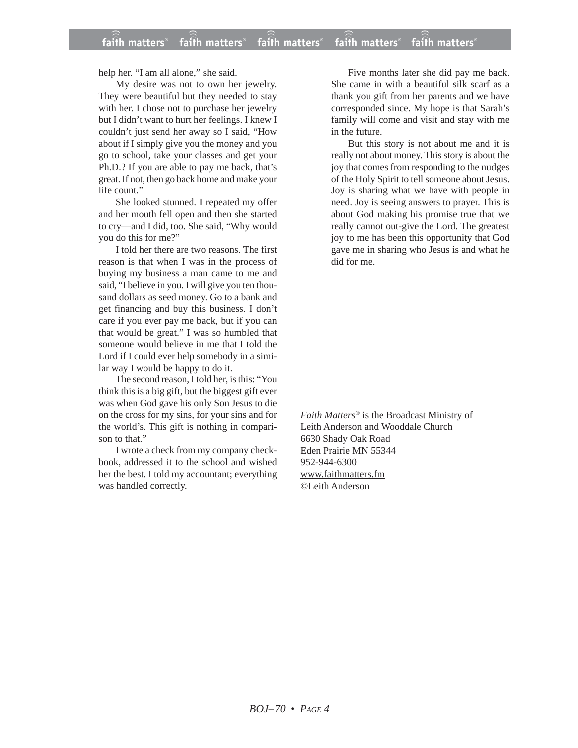help her. "I am all alone," she said.

My desire was not to own her jewelry. They were beautiful but they needed to stay with her. I chose not to purchase her jewelry but I didn't want to hurt her feelings. I knew I couldn't just send her away so I said, "How about if I simply give you the money and you go to school, take your classes and get your Ph.D.? If you are able to pay me back, that's great. If not, then go back home and make your life count."

She looked stunned. I repeated my offer and her mouth fell open and then she started to cry—and I did, too. She said, "Why would you do this for me?"

I told her there are two reasons. The first reason is that when I was in the process of buying my business a man came to me and said, "I believe in you. I will give you ten thousand dollars as seed money. Go to a bank and get financing and buy this business. I don't care if you ever pay me back, but if you can that would be great." I was so humbled that someone would believe in me that I told the Lord if I could ever help somebody in a similar way I would be happy to do it.

The second reason, I told her, is this: "You think this is a big gift, but the biggest gift ever was when God gave his only Son Jesus to die on the cross for my sins, for your sins and for the world's. This gift is nothing in comparison to that."

I wrote a check from my company checkbook, addressed it to the school and wished her the best. I told my accountant; everything was handled correctly.

Five months later she did pay me back. She came in with a beautiful silk scarf as a thank you gift from her parents and we have corresponded since. My hope is that Sarah's family will come and visit and stay with me in the future.

But this story is not about me and it is really not about money. This story is about the joy that comes from responding to the nudges of the Holy Spirit to tell someone about Jesus. Joy is sharing what we have with people in need. Joy is seeing answers to prayer. This is about God making his promise true that we really cannot out-give the Lord. The greatest joy to me has been this opportunity that God gave me in sharing who Jesus is and what he did for me.

*Faith Matters*® is the Broadcast Ministry of
Leith Anderson and Wooddale Church
6630 Shady Oak Road
Eden Prairie MN 55344
952-944-6300
www.faithmatters.fm
©Leith Anderson